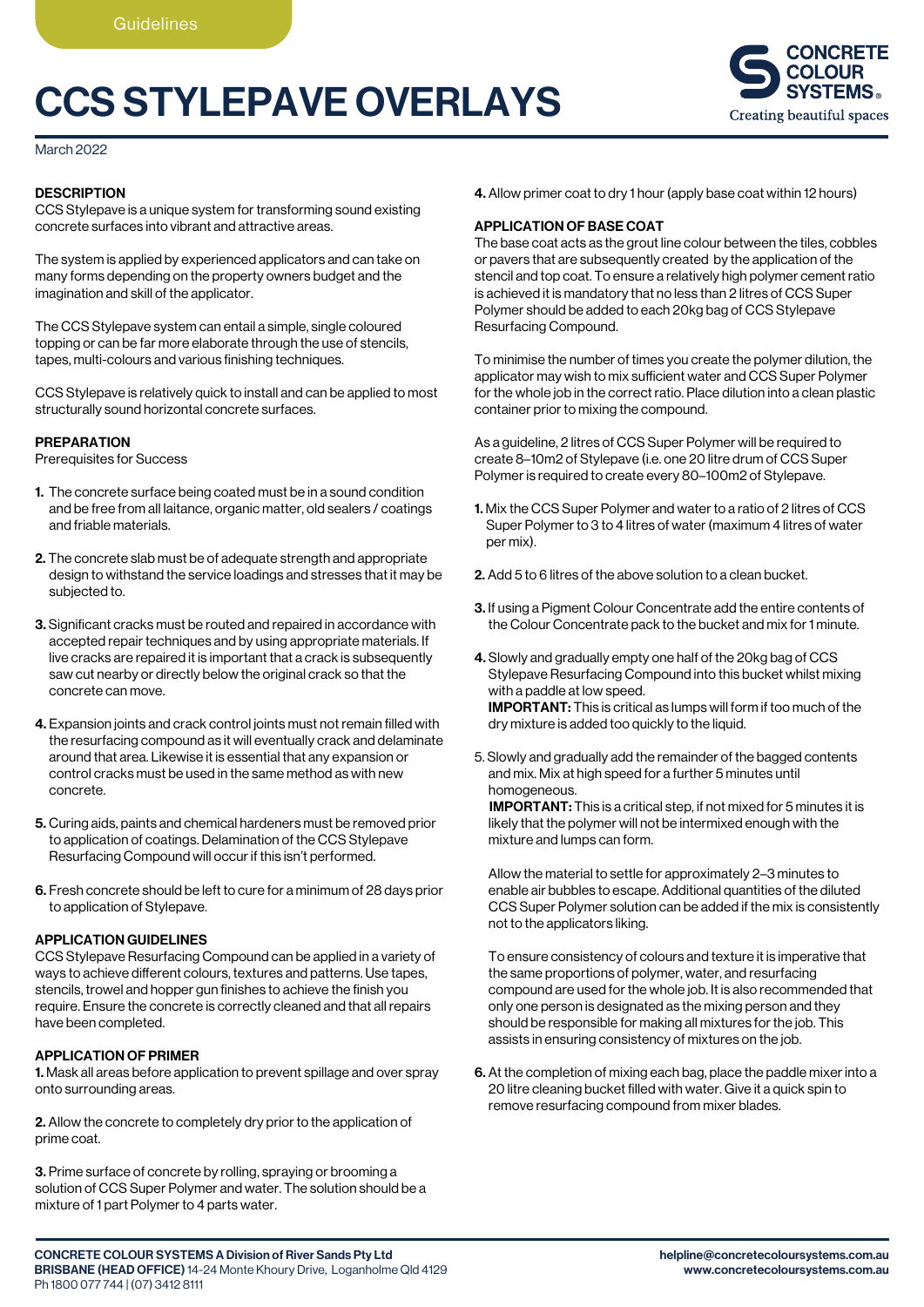Guidelines

# CCS STYLEPAVE OVERLAYS

March 2022

**DESCRIPTION**

CCS Stylepave is a unique system for transforming sound existing concrete surfaces into vibrant and attractive areas.

The system is applied by experienced applicators and can take on many forms depending on the property owners budget and the imagination and skill of the applicator.

The CCS Stylepave system can entail a simple, single coloured topping or can be far more elaborate through the use of stencils, tapes, multi-colours and various finishing techniques.

CCS Stylepave is relatively quick to install and can be applied to most structurally sound horizontal concrete surfaces.

**PREPARATION**

Prerequisites for Success

1. The concrete surface being coated must be in a sound condition and be free from all laitance, organic matter, old sealers / coatings and friable materials.
2. The concrete slab must be of adequate strength and appropriate design to withstand the service loadings and stresses that it may be subjected to.
3. Significant cracks must be routed and repaired in accordance with accepted repair techniques and by using appropriate materials. If live cracks are repaired it is important that a crack is subsequently saw cut nearby or directly below the original crack so that the concrete can move.
4. Expansion joints and crack control joints must not remain filled with the resurfacing compound as it will eventually crack and delaminate around that area. Likewise it is essential that any expansion or control cracks must be used in the same method as with new concrete.
5. Curing aids, paints and chemical hardeners must be removed prior to application of coatings. Delamination of the CCS Stylepave Resurfacing Compound will occur if this isn't performed.
6. Fresh concrete should be left to cure for a minimum of 28 days prior to application of Stylepave.

**APPLICATION GUIDELINES**

CCS Stylepave Resurfacing Compound can be applied in a variety of ways to achieve different colours, textures and patterns. Use tapes, stencils, trowel and hopper gun finishes to achieve the finish you require. Ensure the concrete is correctly cleaned and that all repairs have been completed.

**APPLICATION OF PRIMER**

**1.** Mask all areas before application to prevent spillage and over spray onto surrounding areas.

**2.** Allow the concrete to completely dry prior to the application of prime coat.

**3.** Prime surface of concrete by rolling, spraying or brooming a solution of CCS Super Polymer and water. The solution should be a mixture of 1 part Polymer to 4 parts water.

**4.** Allow primer coat to dry 1 hour (apply base coat within 12 hours)

**APPLICATION OF BASE COAT**

The base coat acts as the grout line colour between the tiles, cobbles or pavers that are subsequently created by the application of the stencil and top coat. To ensure a relatively high polymer cement ratio is achieved it is mandatory that no less than 2 litres of CCS Super Polymer should be added to each 20kg bag of CCS Stylepave Resurfacing Compound.

To minimise the number of times you create the polymer dilution, the applicator may wish to mix sufficient water and CCS Super Polymer for the whole job in the correct ratio. Place dilution into a clean plastic container prior to mixing the compound.

As a guideline, 2 litres of CCS Super Polymer will be required to create 8–10m2 of Stylepave (i.e. one 20 litre drum of CCS Super Polymer is required to create every 80–100m2 of Stylepave.

1. Mix the CCS Super Polymer and water to a ratio of 2 litres of CCS Super Polymer to 3 to 4 litres of water (maximum 4 litres of water per mix).
2. Add 5 to 6 litres of the above solution to a clean bucket.
3. If using a Pigment Colour Concentrate add the entire contents of the Colour Concentrate pack to the bucket and mix for 1 minute.
4. Slowly and gradually empty one half of the 20kg bag of CCS Stylepave Resurfacing Compound into this bucket whilst mixing with a paddle at low speed.
   **IMPORTANT:** This is critical as lumps will form if too much of the dry mixture is added too quickly to the liquid.
5. Slowly and gradually add the remainder of the bagged contents and mix. Mix at high speed for a further 5 minutes until homogeneous.
   **IMPORTANT:** This is a critical step, if not mixed for 5 minutes it is likely that the polymer will not be intermixed enough with the mixture and lumps can form.

   Allow the material to settle for approximately 2–3 minutes to enable air bubbles to escape. Additional quantities of the diluted CCS Super Polymer solution can be added if the mix is consistently not to the applicators liking.

   To ensure consistency of colours and texture it is imperative that the same proportions of polymer, water, and resurfacing compound are used for the whole job. It is also recommended that only one person is designated as the mixing person and they should be responsible for making all mixtures for the job. This assists in ensuring consistency of mixtures on the job.
6. At the completion of mixing each bag, place the paddle mixer into a 20 litre cleaning bucket filled with water. Give it a quick spin to remove resurfacing compound from mixer blades.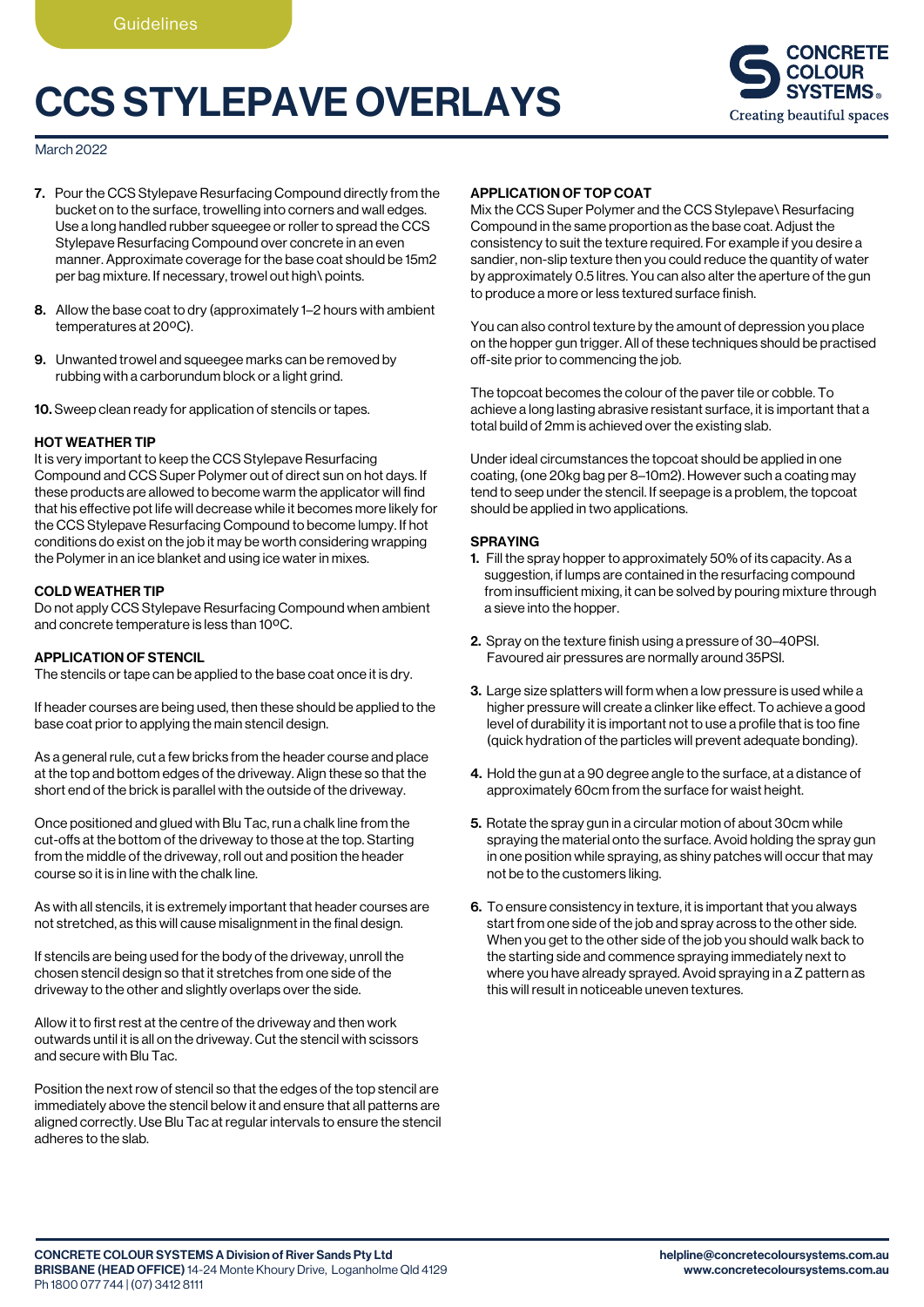7. Pour the CCS Stylepave Resurfacing Compound directly from the bucket on to the surface, trowelling into corners and wall edges. Use a long handled rubber squeegee or roller to spread the CCS Stylepave Resurfacing Compound over concrete in an even manner. Approximate coverage for the base coat should be 15m2 per bag mixture. If necessary, trowel out high\ points.
8. Allow the base coat to dry (approximately 1–2 hours with ambient temperatures at 20ºC).
9. Unwanted trowel and squeegee marks can be removed by rubbing with a carborundum block or a light grind.
10. Sweep clean ready for application of stencils or tapes.

### HOT WEATHER TIP

It is very important to keep the CCS Stylepave Resurfacing Compound and CCS Super Polymer out of direct sun on hot days. If these products are allowed to become warm the applicator will find that his effective pot life will decrease while it becomes more likely for the CCS Stylepave Resurfacing Compound to become lumpy. If hot conditions do exist on the job it may be worth considering wrapping the Polymer in an ice blanket and using ice water in mixes.

### COLD WEATHER TIP

Do not apply CCS Stylepave Resurfacing Compound when ambient and concrete temperature is less than 10ºC.

### APPLICATION OF STENCIL

The stencils or tape can be applied to the base coat once it is dry.

If header courses are being used, then these should be applied to the base coat prior to applying the main stencil design.

As a general rule, cut a few bricks from the header course and place at the top and bottom edges of the driveway. Align these so that the short end of the brick is parallel with the outside of the driveway.

Once positioned and glued with Blu Tac, run a chalk line from the cut-offs at the bottom of the driveway to those at the top. Starting from the middle of the driveway, roll out and position the header course so it is in line with the chalk line.

As with all stencils, it is extremely important that header courses are not stretched, as this will cause misalignment in the final design.

If stencils are being used for the body of the driveway, unroll the chosen stencil design so that it stretches from one side of the driveway to the other and slightly overlaps over the side.

Allow it to first rest at the centre of the driveway and then work outwards until it is all on the driveway. Cut the stencil with scissors and secure with Blu Tac.

Position the next row of stencil so that the edges of the top stencil are immediately above the stencil below it and ensure that all patterns are aligned correctly. Use Blu Tac at regular intervals to ensure the stencil adheres to the slab.

### APPLICATION OF TOP COAT

Mix the CCS Super Polymer and the CCS Stylepave\ Resurfacing Compound in the same proportion as the base coat. Adjust the consistency to suit the texture required. For example if you desire a sandier, non-slip texture then you could reduce the quantity of water by approximately 0.5 litres. You can also alter the aperture of the gun to produce a more or less textured surface finish.

You can also control texture by the amount of depression you place on the hopper gun trigger. All of these techniques should be practised off-site prior to commencing the job.

The topcoat becomes the colour of the paver tile or cobble. To achieve a long lasting abrasive resistant surface, it is important that a total build of 2mm is achieved over the existing slab.

Under ideal circumstances the topcoat should be applied in one coating, (one 20kg bag per 8–10m2). However such a coating may tend to seep under the stencil. If seepage is a problem, the topcoat should be applied in two applications.

### SPRAYING

1. Fill the spray hopper to approximately 50% of its capacity. As a suggestion, if lumps are contained in the resurfacing compound from insufficient mixing, it can be solved by pouring mixture through a sieve into the hopper.
2. Spray on the texture finish using a pressure of 30–40PSI. Favoured air pressures are normally around 35PSI.
3. Large size splatters will form when a low pressure is used while a higher pressure will create a clinker like effect. To achieve a good level of durability it is important not to use a profile that is too fine (quick hydration of the particles will prevent adequate bonding).
4. Hold the gun at a 90 degree angle to the surface, at a distance of approximately 60cm from the surface for waist height.
5. Rotate the spray gun in a circular motion of about 30cm while spraying the material onto the surface. Avoid holding the spray gun in one position while spraying, as shiny patches will occur that may not be to the customers liking.
6. To ensure consistency in texture, it is important that you always start from one side of the job and spray across to the other side. When you get to the other side of the job you should walk back to the starting side and commence spraying immediately next to where you have already sprayed. Avoid spraying in a Z pattern as this will result in noticeable uneven textures.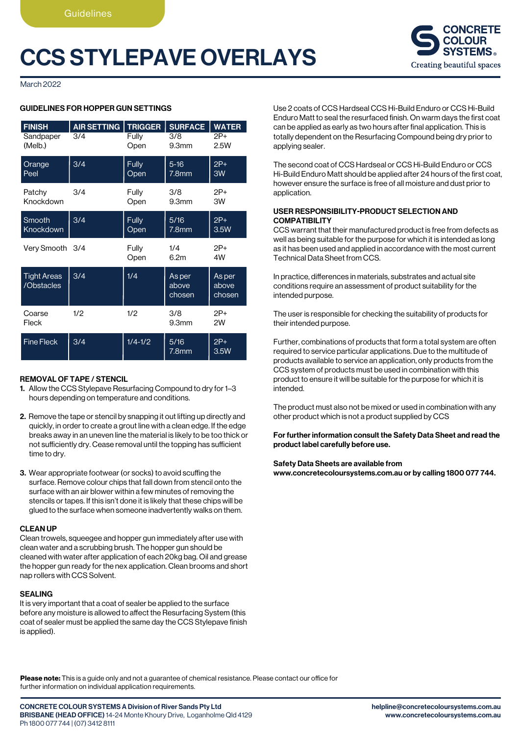Guidelines

# CCS STYLEPAVE OVERLAYS

March 2022

### GUIDELINES FOR HOPPER GUN SETTINGS

| FINISH | AIR SETTING | TRIGGER | SURFACE | WATER |
|---|---|---|---|---|
| Sandpaper (Melb.) | 3/4 | Fully Open | 3/8 9.3mm | 2P+ 2.5W |
| Orange Peel | 3/4 | Fully Open | 5-16 7.8mm | 2P+ 3W |
| Patchy Knockdown | 3/4 | Fully Open | 3/8 9.3mm | 2P+ 3W |
| Smooth Knockdown | 3/4 | Fully Open | 5/16 7.8mm | 2P+ 3.5W |
| Very Smooth | 3/4 | Fully Open | 1/4 6.2m | 2P+ 4W |
| Tight Areas /Obstacles | 3/4 | 1/4 | As per above chosen | As per above chosen |
| Coarse Fleck | 1/2 | 1/2 | 3/8 9.3mm | 2P+ 2W |
| Fine Fleck | 3/4 | 1/4-1/2 | 5/16 7.8mm | 2P+ 3.5W |

### REMOVAL OF TAPE / STENCIL

1. Allow the CCS Stylepave Resurfacing Compound to dry for 1–3 hours depending on temperature and conditions.

2. Remove the tape or stencil by snapping it out lifting up directly and quickly, in order to create a grout line with a clean edge. If the edge breaks away in an uneven line the material is likely to be too thick or not sufficiently dry. Cease removal until the topping has sufficient time to dry.

3. Wear appropriate footwear (or socks) to avoid scuffing the surface. Remove colour chips that fall down from stencil onto the surface with an air blower within a few minutes of removing the stencils or tapes. If this isn't done it is likely that these chips will be glued to the surface when someone inadvertently walks on them.

### CLEAN UP

Clean trowels, squeegee and hopper gun immediately after use with clean water and a scrubbing brush. The hopper gun should be cleaned with water after application of each 20kg bag. Oil and grease the hopper gun ready for the nex application. Clean brooms and short nap rollers with CCS Solvent.

### SEALING

It is very important that a coat of sealer be applied to the surface before any moisture is allowed to affect the Resurfacing System (this coat of sealer must be applied the same day the CCS Stylepave finish is applied).

Use 2 coats of CCS Hardseal CCS Hi-Build Enduro or CCS Hi-Build Enduro Matt to seal the resurfaced finish. On warm days the first coat can be applied as early as two hours after final application. This is totally dependent on the Resurfacing Compound being dry prior to applying sealer.

The second coat of CCS Hardseal or CCS Hi-Build Enduro or CCS Hi-Build Enduro Matt should be applied after 24 hours of the first coat, however ensure the surface is free of all moisture and dust prior to application.

### USER RESPONSIBILITY-PRODUCT SELECTION AND COMPATIBILITY

CCS warrant that their manufactured product is free from defects as well as being suitable for the purpose for which it is intended as long as it has been used and applied in accordance with the most current Technical Data Sheet from CCS.

In practice, differences in materials, substrates and actual site conditions require an assessment of product suitability for the intended purpose.

The user is responsible for checking the suitability of products for their intended purpose.

Further, combinations of products that form a total system are often required to service particular applications. Due to the multitude of products available to service an application, only products from the CCS system of products must be used in combination with this product to ensure it will be suitable for the purpose for which it is intended.

The product must also not be mixed or used in combination with any other product which is not a product supplied by CCS

**For further information consult the Safety Data Sheet and read the product label carefully before use.**

**Safety Data Sheets are available from www.concretecoloursystems.com.au or by calling 1800 077 744.**

**Please note:** This is a guide only and not a guarantee of chemical resistance. Please contact our office for further information on individual application requirements.